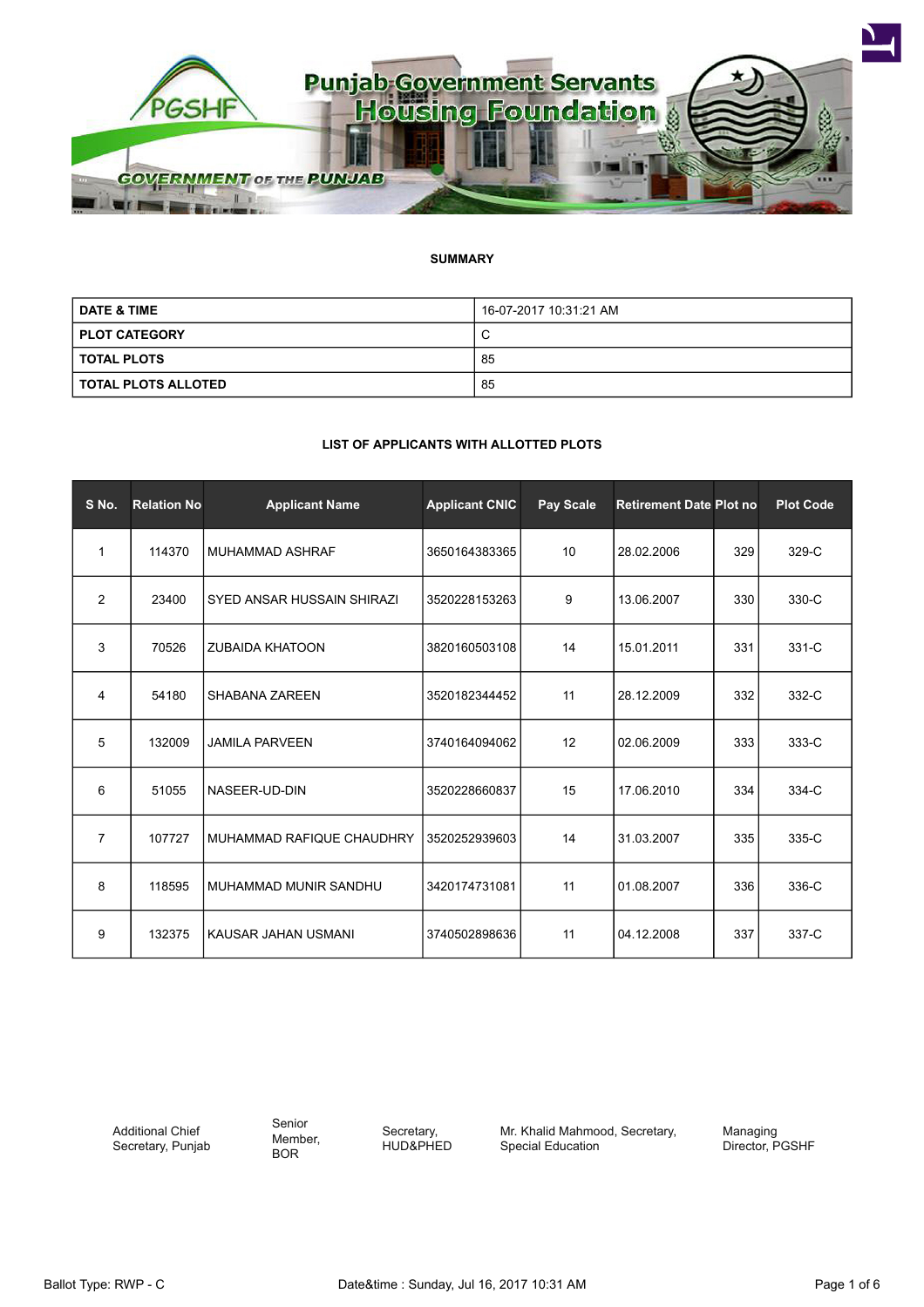# Punjab Government Servants Housing Foundation

GOVERNMENT OF THE PUNJAB

## SUMMARY

| DATE & TIME | 16-07-2017 10:31:21 AM |
|---|---|
| PLOT CATEGORY | C |
| TOTAL PLOTS | 85 |
| TOTAL PLOTS ALLOTED | 85 |

## LIST OF APPLICANTS WITH ALLOTTED PLOTS

| S No. | Relation No | Applicant Name | Applicant CNIC | Pay Scale | Retirement Date | Plot no | Plot Code |
|---|---|---|---|---|---|---|---|
| 1 | 114370 | MUHAMMAD ASHRAF | 3650164383365 | 10 | 28.02.2006 | 329 | 329-C |
| 2 | 23400 | SYED ANSAR HUSSAIN SHIRAZI | 3520228153263 | 9 | 13.06.2007 | 330 | 330-C |
| 3 | 70526 | ZUBAIDA KHATOON | 3820160503108 | 14 | 15.01.2011 | 331 | 331-C |
| 4 | 54180 | SHABANA ZAREEN | 3520182344452 | 11 | 28.12.2009 | 332 | 332-C |
| 5 | 132009 | JAMILA PARVEEN | 3740164094062 | 12 | 02.06.2009 | 333 | 333-C |
| 6 | 51055 | NASEER-UD-DIN | 3520228660837 | 15 | 17.06.2010 | 334 | 334-C |
| 7 | 107727 | MUHAMMAD RAFIQUE CHAUDHRY | 3520252939603 | 14 | 31.03.2007 | 335 | 335-C |
| 8 | 118595 | MUHAMMAD MUNIR SANDHU | 3420174731081 | 11 | 01.08.2007 | 336 | 336-C |
| 9 | 132375 | KAUSAR JAHAN USMANI | 3740502898636 | 11 | 04.12.2008 | 337 | 337-C |

Additional Chief Secretary, Punjab | Senior Member, BOR | Secretary, HUD&PHED | Mr. Khalid Mahmood, Secretary, Special Education | Managing Director, PGSHF

Ballot Type: RWP - C

Date&time : Sunday, Jul 16, 2017 10:31 AM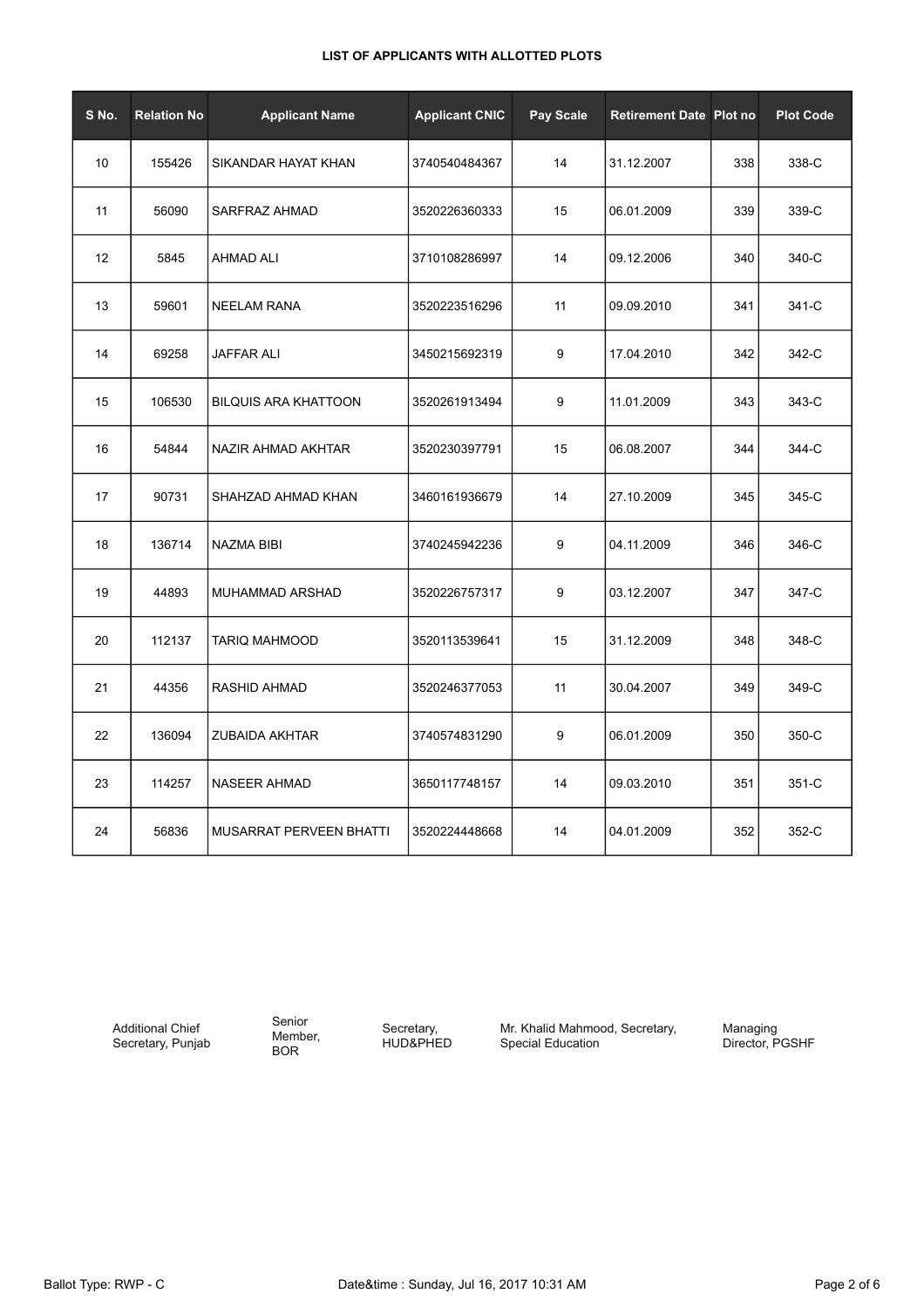**LIST OF APPLICANTS WITH ALLOTTED PLOTS**

| S No. | Relation No | Applicant Name | Applicant CNIC | Pay Scale | Retirement Date | Plot no | Plot Code |
|---|---|---|---|---|---|---|---|
| 10 | 155426 | SIKANDAR HAYAT KHAN | 3740540484367 | 14 | 31.12.2007 | 338 | 338-C |
| 11 | 56090 | SARFRAZ AHMAD | 3520226360333 | 15 | 06.01.2009 | 339 | 339-C |
| 12 | 5845 | AHMAD ALI | 3710108286997 | 14 | 09.12.2006 | 340 | 340-C |
| 13 | 59601 | NEELAM RANA | 3520223516296 | 11 | 09.09.2010 | 341 | 341-C |
| 14 | 69258 | JAFFAR ALI | 3450215692319 | 9 | 17.04.2010 | 342 | 342-C |
| 15 | 106530 | BILQUIS ARA KHATTOON | 3520261913494 | 9 | 11.01.2009 | 343 | 343-C |
| 16 | 54844 | NAZIR AHMAD AKHTAR | 3520230397791 | 15 | 06.08.2007 | 344 | 344-C |
| 17 | 90731 | SHAHZAD AHMAD KHAN | 3460161936679 | 14 | 27.10.2009 | 345 | 345-C |
| 18 | 136714 | NAZMA BIBI | 3740245942236 | 9 | 04.11.2009 | 346 | 346-C |
| 19 | 44893 | MUHAMMAD ARSHAD | 3520226757317 | 9 | 03.12.2007 | 347 | 347-C |
| 20 | 112137 | TARIQ MAHMOOD | 3520113539641 | 15 | 31.12.2009 | 348 | 348-C |
| 21 | 44356 | RASHID AHMAD | 3520246377053 | 11 | 30.04.2007 | 349 | 349-C |
| 22 | 136094 | ZUBAIDA AKHTAR | 3740574831290 | 9 | 06.01.2009 | 350 | 350-C |
| 23 | 114257 | NASEER AHMAD | 3650117748157 | 14 | 09.03.2010 | 351 | 351-C |
| 24 | 56836 | MUSARRAT PERVEEN BHATTI | 3520224448668 | 14 | 04.01.2009 | 352 | 352-C |

Additional Chief Secretary, Punjab

Senior Member, BOR

Secretary, HUD&PHED

Mr. Khalid Mahmood, Secretary, Special Education

Managing Director, PGSHF

Ballot Type: RWP - C

Date&time : Sunday, Jul 16, 2017 10:31 AM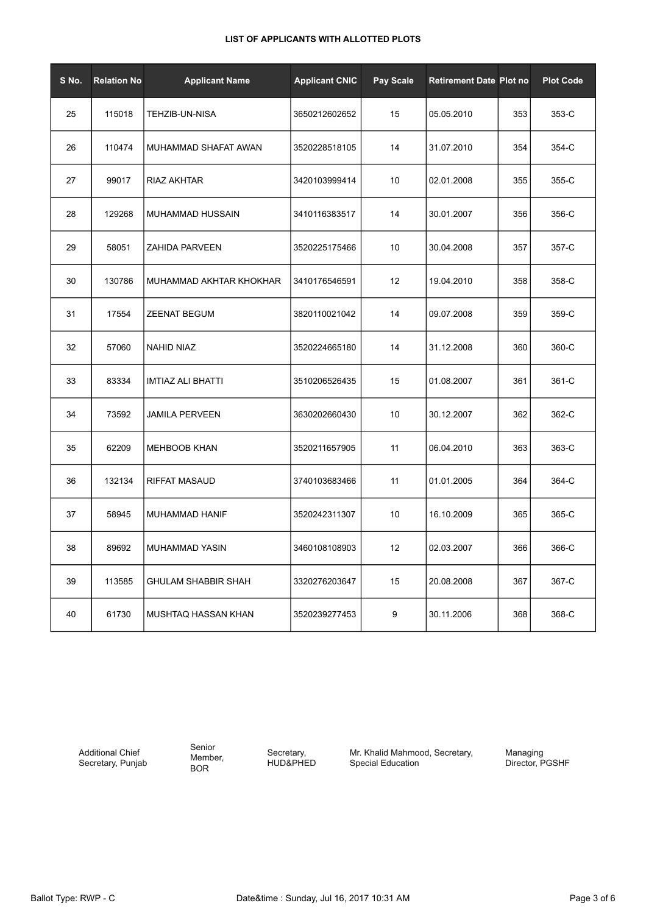**LIST OF APPLICANTS WITH ALLOTTED PLOTS**

| S No. | Relation No | Applicant Name | Applicant CNIC | Pay Scale | Retirement Date | Plot no | Plot Code |
|---|---|---|---|---|---|---|---|
| 25 | 115018 | TEHZIB-UN-NISA | 3650212602652 | 15 | 05.05.2010 | 353 | 353-C |
| 26 | 110474 | MUHAMMAD SHAFAT AWAN | 3520228518105 | 14 | 31.07.2010 | 354 | 354-C |
| 27 | 99017 | RIAZ AKHTAR | 3420103999414 | 10 | 02.01.2008 | 355 | 355-C |
| 28 | 129268 | MUHAMMAD HUSSAIN | 3410116383517 | 14 | 30.01.2007 | 356 | 356-C |
| 29 | 58051 | ZAHIDA PARVEEN | 3520225175466 | 10 | 30.04.2008 | 357 | 357-C |
| 30 | 130786 | MUHAMMAD AKHTAR KHOKHAR | 3410176546591 | 12 | 19.04.2010 | 358 | 358-C |
| 31 | 17554 | ZEENAT BEGUM | 3820110021042 | 14 | 09.07.2008 | 359 | 359-C |
| 32 | 57060 | NAHID NIAZ | 3520224665180 | 14 | 31.12.2008 | 360 | 360-C |
| 33 | 83334 | IMTIAZ ALI BHATTI | 3510206526435 | 15 | 01.08.2007 | 361 | 361-C |
| 34 | 73592 | JAMILA PERVEEN | 3630202660430 | 10 | 30.12.2007 | 362 | 362-C |
| 35 | 62209 | MEHBOOB KHAN | 3520211657905 | 11 | 06.04.2010 | 363 | 363-C |
| 36 | 132134 | RIFFAT MASAUD | 3740103683466 | 11 | 01.01.2005 | 364 | 364-C |
| 37 | 58945 | MUHAMMAD HANIF | 3520242311307 | 10 | 16.10.2009 | 365 | 365-C |
| 38 | 89692 | MUHAMMAD YASIN | 3460108108903 | 12 | 02.03.2007 | 366 | 366-C |
| 39 | 113585 | GHULAM SHABBIR SHAH | 3320276203647 | 15 | 20.08.2008 | 367 | 367-C |
| 40 | 61730 | MUSHTAQ HASSAN KHAN | 3520239277453 | 9 | 30.11.2006 | 368 | 368-C |

Additional Chief Secretary, Punjab | Senior Member, BOR | Secretary, HUD&PHED | Mr. Khalid Mahmood, Secretary, Special Education | Managing Director, PGSHF

Ballot Type: RWP - C | Date&time : Sunday, Jul 16, 2017 10:31 AM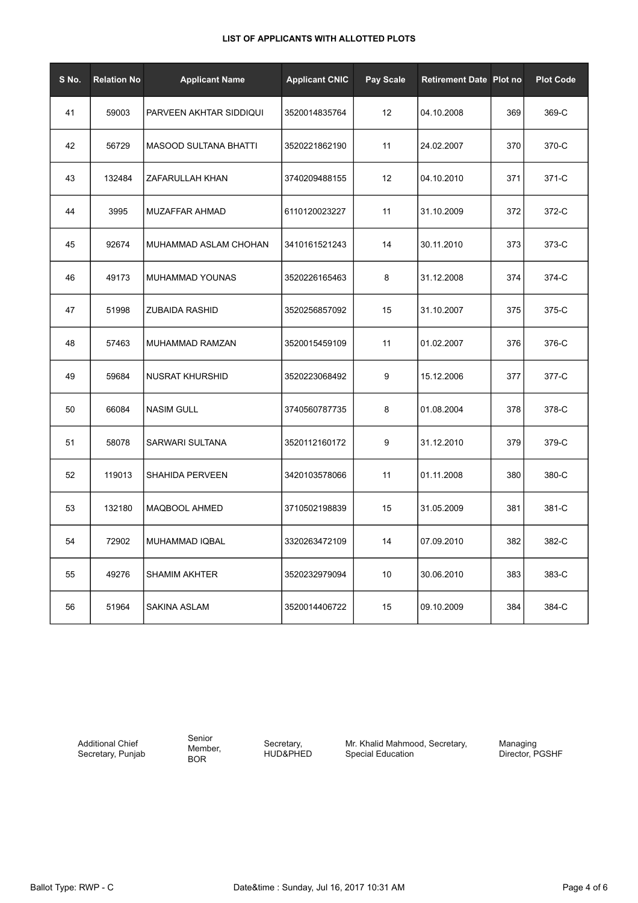**LIST OF APPLICANTS WITH ALLOTTED PLOTS**

| S No. | Relation No | Applicant Name | Applicant CNIC | Pay Scale | Retirement Date | Plot no | Plot Code |
|---|---|---|---|---|---|---|---|
| 41 | 59003 | PARVEEN AKHTAR SIDDIQUI | 3520014835764 | 12 | 04.10.2008 | 369 | 369-C |
| 42 | 56729 | MASOOD SULTANA BHATTI | 3520221862190 | 11 | 24.02.2007 | 370 | 370-C |
| 43 | 132484 | ZAFARULLAH KHAN | 3740209488155 | 12 | 04.10.2010 | 371 | 371-C |
| 44 | 3995 | MUZAFFAR AHMAD | 6110120023227 | 11 | 31.10.2009 | 372 | 372-C |
| 45 | 92674 | MUHAMMAD ASLAM CHOHAN | 3410161521243 | 14 | 30.11.2010 | 373 | 373-C |
| 46 | 49173 | MUHAMMAD YOUNAS | 3520226165463 | 8 | 31.12.2008 | 374 | 374-C |
| 47 | 51998 | ZUBAIDA RASHID | 3520256857092 | 15 | 31.10.2007 | 375 | 375-C |
| 48 | 57463 | MUHAMMAD RAMZAN | 3520015459109 | 11 | 01.02.2007 | 376 | 376-C |
| 49 | 59684 | NUSRAT KHURSHID | 3520223068492 | 9 | 15.12.2006 | 377 | 377-C |
| 50 | 66084 | NASIM GULL | 3740560787735 | 8 | 01.08.2004 | 378 | 378-C |
| 51 | 58078 | SARWARI SULTANA | 3520112160172 | 9 | 31.12.2010 | 379 | 379-C |
| 52 | 119013 | SHAHIDA PERVEEN | 3420103578066 | 11 | 01.11.2008 | 380 | 380-C |
| 53 | 132180 | MAQBOOL AHMED | 3710502198839 | 15 | 31.05.2009 | 381 | 381-C |
| 54 | 72902 | MUHAMMAD IQBAL | 3320263472109 | 14 | 07.09.2010 | 382 | 382-C |
| 55 | 49276 | SHAMIM AKHTER | 3520232979094 | 10 | 30.06.2010 | 383 | 383-C |
| 56 | 51964 | SAKINA ASLAM | 3520014406722 | 15 | 09.10.2009 | 384 | 384-C |

Additional Chief Secretary, Punjab

Senior Member, BOR

Secretary, HUD&PHED

Mr. Khalid Mahmood, Secretary, Special Education

Managing Director, PGSHF

Ballot Type: RWP - C

Date&time : Sunday, Jul 16, 2017 10:31 AM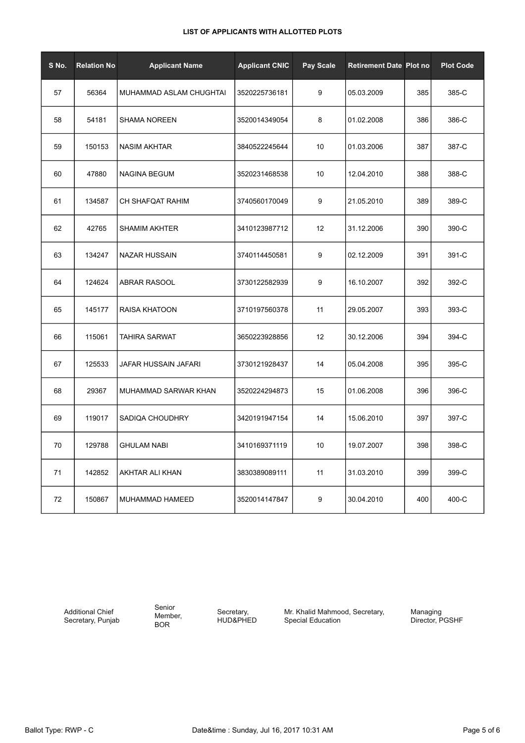**LIST OF APPLICANTS WITH ALLOTTED PLOTS**

| S No. | Relation No | Applicant Name | Applicant CNIC | Pay Scale | Retirement Date | Plot no | Plot Code |
|---|---|---|---|---|---|---|---|
| 57 | 56364 | MUHAMMAD ASLAM CHUGHTAI | 3520225736181 | 9 | 05.03.2009 | 385 | 385-C |
| 58 | 54181 | SHAMA NOREEN | 3520014349054 | 8 | 01.02.2008 | 386 | 386-C |
| 59 | 150153 | NASIM AKHTAR | 3840522245644 | 10 | 01.03.2006 | 387 | 387-C |
| 60 | 47880 | NAGINA BEGUM | 3520231468538 | 10 | 12.04.2010 | 388 | 388-C |
| 61 | 134587 | CH SHAFQAT RAHIM | 3740560170049 | 9 | 21.05.2010 | 389 | 389-C |
| 62 | 42765 | SHAMIM AKHTER | 3410123987712 | 12 | 31.12.2006 | 390 | 390-C |
| 63 | 134247 | NAZAR HUSSAIN | 3740114450581 | 9 | 02.12.2009 | 391 | 391-C |
| 64 | 124624 | ABRAR RASOOL | 3730122582939 | 9 | 16.10.2007 | 392 | 392-C |
| 65 | 145177 | RAISA KHATOON | 3710197560378 | 11 | 29.05.2007 | 393 | 393-C |
| 66 | 115061 | TAHIRA SARWAT | 3650223928856 | 12 | 30.12.2006 | 394 | 394-C |
| 67 | 125533 | JAFAR HUSSAIN JAFARI | 3730121928437 | 14 | 05.04.2008 | 395 | 395-C |
| 68 | 29367 | MUHAMMAD SARWAR KHAN | 3520224294873 | 15 | 01.06.2008 | 396 | 396-C |
| 69 | 119017 | SADIQA CHOUDHRY | 3420191947154 | 14 | 15.06.2010 | 397 | 397-C |
| 70 | 129788 | GHULAM NABI | 3410169371119 | 10 | 19.07.2007 | 398 | 398-C |
| 71 | 142852 | AKHTAR ALI KHAN | 3830389089111 | 11 | 31.03.2010 | 399 | 399-C |
| 72 | 150867 | MUHAMMAD HAMEED | 3520014147847 | 9 | 30.04.2010 | 400 | 400-C |

Additional Chief Secretary, Punjab

Senior Member, BOR

Secretary, HUD&PHED

Mr. Khalid Mahmood, Secretary, Special Education

Managing Director, PGSHF

Ballot Type: RWP - C

Date&time : Sunday, Jul 16, 2017 10:31 AM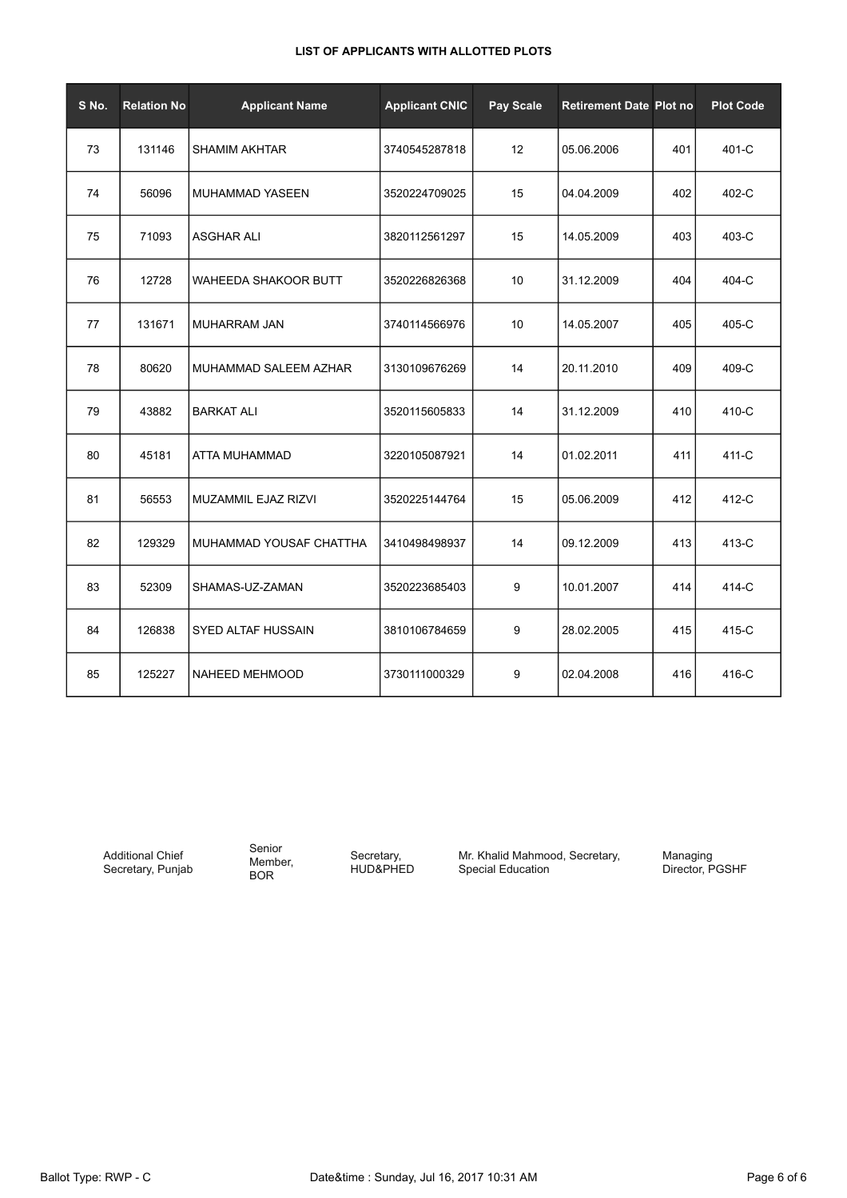**LIST OF APPLICANTS WITH ALLOTTED PLOTS**

| S No. | Relation No | Applicant Name | Applicant CNIC | Pay Scale | Retirement Date | Plot no | Plot Code |
|---|---|---|---|---|---|---|---|
| 73 | 131146 | SHAMIM AKHTAR | 3740545287818 | 12 | 05.06.2006 | 401 | 401-C |
| 74 | 56096 | MUHAMMAD YASEEN | 3520224709025 | 15 | 04.04.2009 | 402 | 402-C |
| 75 | 71093 | ASGHAR ALI | 3820112561297 | 15 | 14.05.2009 | 403 | 403-C |
| 76 | 12728 | WAHEEDA SHAKOOR BUTT | 3520226826368 | 10 | 31.12.2009 | 404 | 404-C |
| 77 | 131671 | MUHARRAM JAN | 3740114566976 | 10 | 14.05.2007 | 405 | 405-C |
| 78 | 80620 | MUHAMMAD SALEEM AZHAR | 3130109676269 | 14 | 20.11.2010 | 409 | 409-C |
| 79 | 43882 | BARKAT ALI | 3520115605833 | 14 | 31.12.2009 | 410 | 410-C |
| 80 | 45181 | ATTA MUHAMMAD | 3220105087921 | 14 | 01.02.2011 | 411 | 411-C |
| 81 | 56553 | MUZAMMIL EJAZ RIZVI | 3520225144764 | 15 | 05.06.2009 | 412 | 412-C |
| 82 | 129329 | MUHAMMAD YOUSAF CHATTHA | 3410498498937 | 14 | 09.12.2009 | 413 | 413-C |
| 83 | 52309 | SHAMAS-UZ-ZAMAN | 3520223685403 | 9 | 10.01.2007 | 414 | 414-C |
| 84 | 126838 | SYED ALTAF HUSSAIN | 3810106784659 | 9 | 28.02.2005 | 415 | 415-C |
| 85 | 125227 | NAHEED MEHMOOD | 3730111000329 | 9 | 02.04.2008 | 416 | 416-C |

Additional Chief Secretary, Punjab

Senior Member, BOR

Secretary, HUD&PHED

Mr. Khalid Mahmood, Secretary, Special Education

Managing Director, PGSHF

Ballot Type: RWP - C

Date&time : Sunday, Jul 16, 2017 10:31 AM